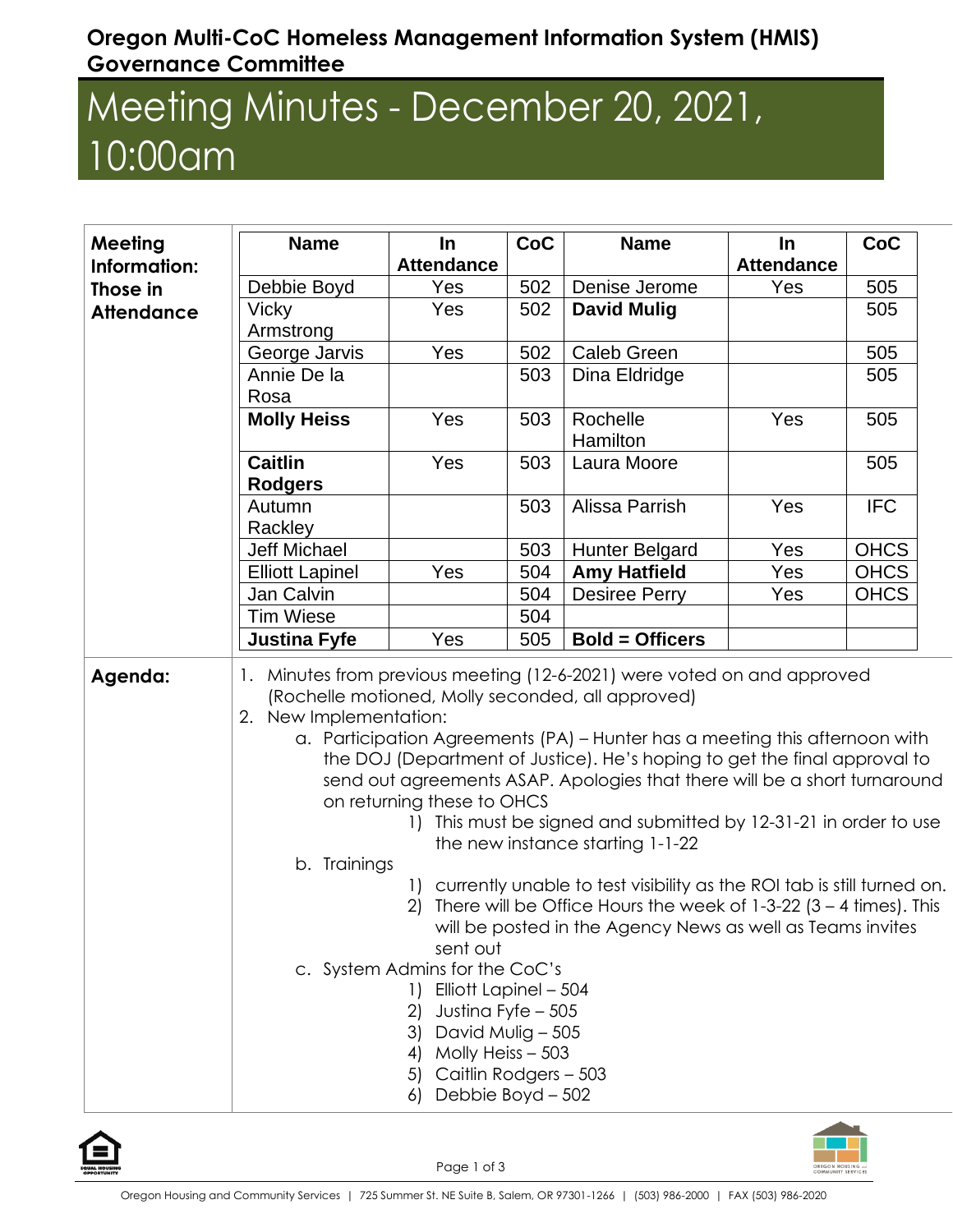**Oregon Multi-CoC Homeless Management Information System (HMIS) Governance Committee**

# Meeting Minutes - December 20, 2021, 10:00am

**Meeting Information: Those in Attendance**

| Name | In Attendance | CoC | Name | In Attendance | CoC |
|---|---|---|---|---|---|
| Debbie Boyd | Yes | 502 | Denise Jerome | Yes | 505 |
| Vicky Armstrong | Yes | 502 | **David Mulig** | | 505 |
| George Jarvis | Yes | 502 | Caleb Green | | 505 |
| Annie De la Rosa | | 503 | Dina Eldridge | | 505 |
| **Molly Heiss** | Yes | 503 | Rochelle Hamilton | Yes | 505 |
| **Caitlin Rodgers** | Yes | 503 | Laura Moore | | 505 |
| Autumn Rackley | | 503 | Alissa Parrish | Yes | IFC |
| Jeff Michael | | 503 | Hunter Belgard | Yes | OHCS |
| Elliott Lapinel | Yes | 504 | **Amy Hatfield** | Yes | OHCS |
| Jan Calvin | | 504 | Desiree Perry | Yes | OHCS |
| Tim Wiese | | 504 | | | |
| **Justina Fyfe** | Yes | 505 | **Bold = Officers** | | |

**Agenda:**

1. Minutes from previous meeting (12-6-2021) were voted on and approved (Rochelle motioned, Molly seconded, all approved)
2. New Implementation:
   a. Participation Agreements (PA) – Hunter has a meeting this afternoon with the DOJ (Department of Justice). He's hoping to get the final approval to send out agreements ASAP. Apologies that there will be a short turnaround on returning these to OHCS
      1) This must be signed and submitted by 12-31-21 in order to use the new instance starting 1-1-22
   b. Trainings
      1) currently unable to test visibility as the ROI tab is still turned on.
      2) There will be Office Hours the week of 1-3-22 (3 – 4 times). This will be posted in the Agency News as well as Teams invites sent out
   c. System Admins for the CoC's
      1) Elliott Lapinel – 504
      2) Justina Fyfe – 505
      3) David Mulig – 505
      4) Molly Heiss – 503
      5) Caitlin Rodgers – 503
      6) Debbie Boyd – 502

Oregon Housing and Community Services | 725 Summer St. NE Suite B, Salem, OR 97301-1266 | (503) 986-2000 | FAX (503) 986-2020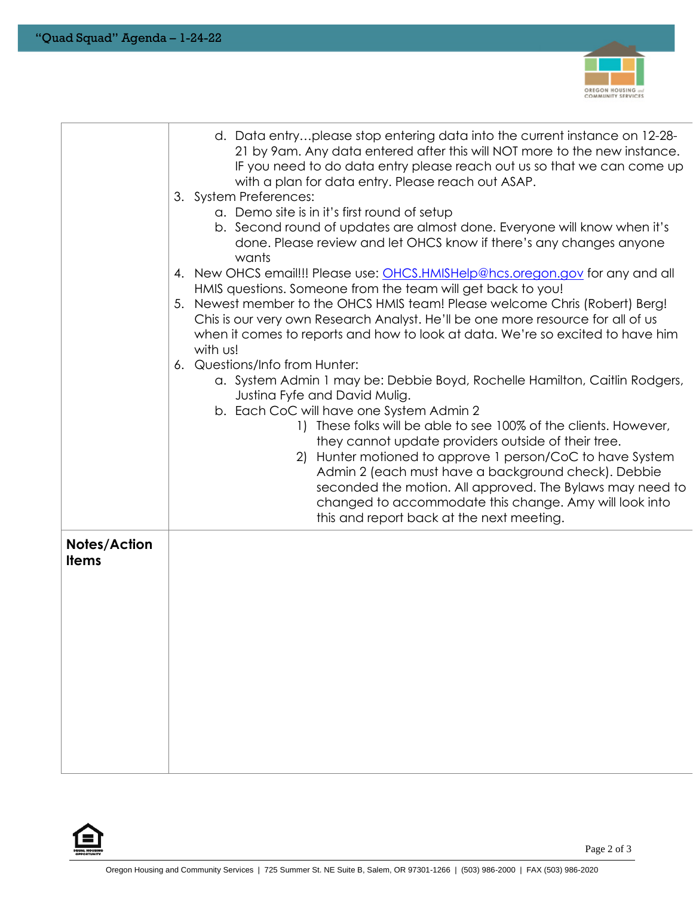d. Data entry…please stop entering data into the current instance on 12-28-21 by 9am. Any data entered after this will NOT more to the new instance. IF you need to do data entry please reach out us so that we can come up with a plan for data entry. Please reach out ASAP.

3. System Preferences:
    a. Demo site is in it's first round of setup
    b. Second round of updates are almost done. Everyone will know when it's done. Please review and let OHCS know if there's any changes anyone wants
4. New OHCS email!!! Please use: [OHCS.HMISHelp@hcs.oregon.gov](mailto:OHCS.HMISHelp@hcs.oregon.gov) for any and all HMIS questions. Someone from the team will get back to you!
5. Newest member to the OHCS HMIS team! Please welcome Chris (Robert) Berg! Chis is our very own Research Analyst. He'll be one more resource for all of us when it comes to reports and how to look at data. We're so excited to have him with us!
6. Questions/Info from Hunter:
    a. System Admin 1 may be: Debbie Boyd, Rochelle Hamilton, Caitlin Rodgers, Justina Fyfe and David Mulig.
    b. Each CoC will have one System Admin 2
        1) These folks will be able to see 100% of the clients. However, they cannot update providers outside of their tree.
        2) Hunter motioned to approve 1 person/CoC to have System Admin 2 (each must have a background check). Debbie seconded the motion. All approved. The Bylaws may need to changed to accommodate this change. Amy will look into this and report back at the next meeting.

**Notes/Action Items**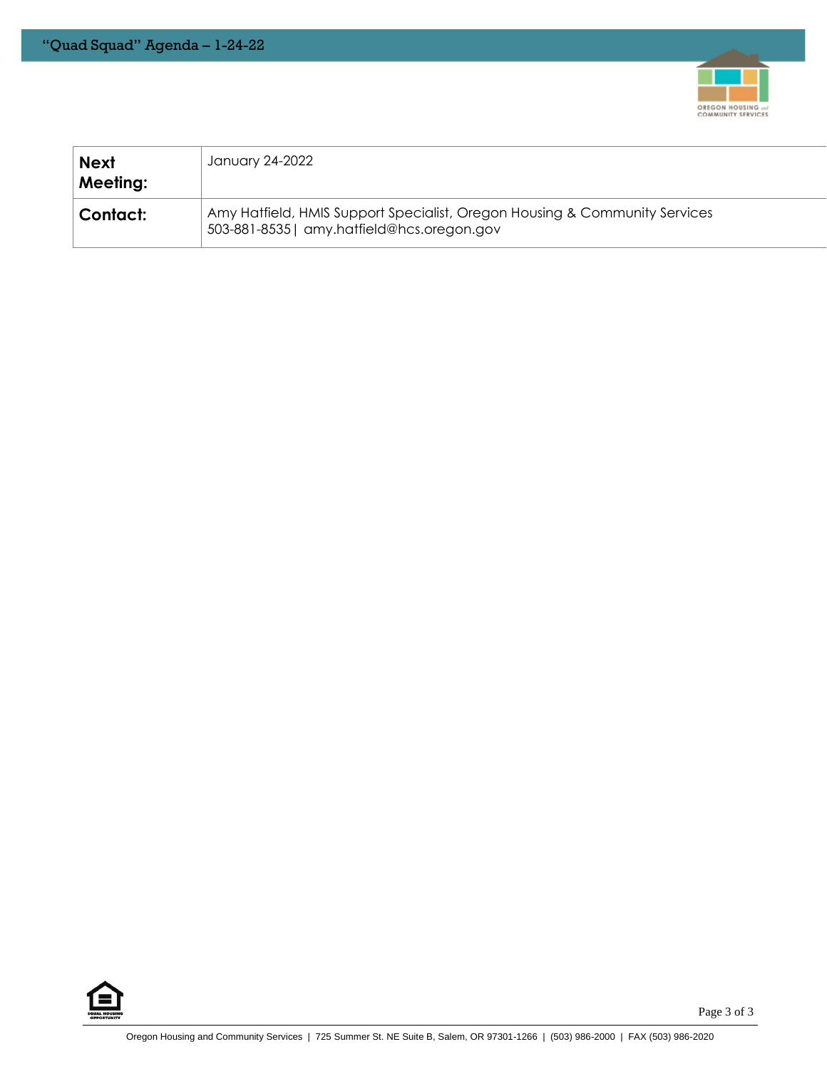| | |
|---|---|
| **Next Meeting:** | January 24-2022 |
| **Contact:** | Amy Hatfield, HMIS Support Specialist, Oregon Housing & Community Services<br>503-881-8535 \| amy.hatfield@hcs.oregon.gov |